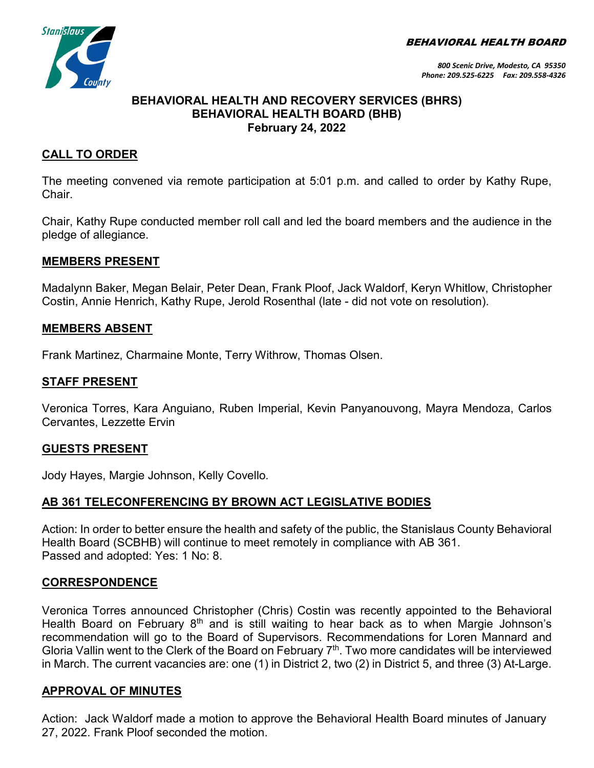BEHAVIORAL HEALTH BOARD

800 Scenic Drive, Modesto, CA 95350
Phone: 209.525-6225 Fax: 209.558-4326

# BEHAVIORAL HEALTH AND RECOVERY SERVICES (BHRS)
# BEHAVIORAL HEALTH BOARD (BHB)
# February 24, 2022

## CALL TO ORDER

The meeting convened via remote participation at 5:01 p.m. and called to order by Kathy Rupe, Chair.

Chair, Kathy Rupe conducted member roll call and led the board members and the audience in the pledge of allegiance.

## MEMBERS PRESENT

Madalynn Baker, Megan Belair, Peter Dean, Frank Ploof, Jack Waldorf, Keryn Whitlow, Christopher Costin, Annie Henrich, Kathy Rupe, Jerold Rosenthal (late - did not vote on resolution).

## MEMBERS ABSENT

Frank Martinez, Charmaine Monte, Terry Withrow, Thomas Olsen.

## STAFF PRESENT

Veronica Torres, Kara Anguiano, Ruben Imperial, Kevin Panyanouvong, Mayra Mendoza, Carlos Cervantes, Lezzette Ervin

## GUESTS PRESENT

Jody Hayes, Margie Johnson, Kelly Covello.

## AB 361 TELECONFERENCING BY BROWN ACT LEGISLATIVE BODIES

Action: In order to better ensure the health and safety of the public, the Stanislaus County Behavioral Health Board (SCBHB) will continue to meet remotely in compliance with AB 361.
Passed and adopted: Yes: 1 No: 8.

## CORRESPONDENCE

Veronica Torres announced Christopher (Chris) Costin was recently appointed to the Behavioral Health Board on February 8th and is still waiting to hear back as to when Margie Johnson's recommendation will go to the Board of Supervisors. Recommendations for Loren Mannard and Gloria Vallin went to the Clerk of the Board on February 7th. Two more candidates will be interviewed in March. The current vacancies are: one (1) in District 2, two (2) in District 5, and three (3) At-Large.

## APPROVAL OF MINUTES

Action: Jack Waldorf made a motion to approve the Behavioral Health Board minutes of January 27, 2022. Frank Ploof seconded the motion.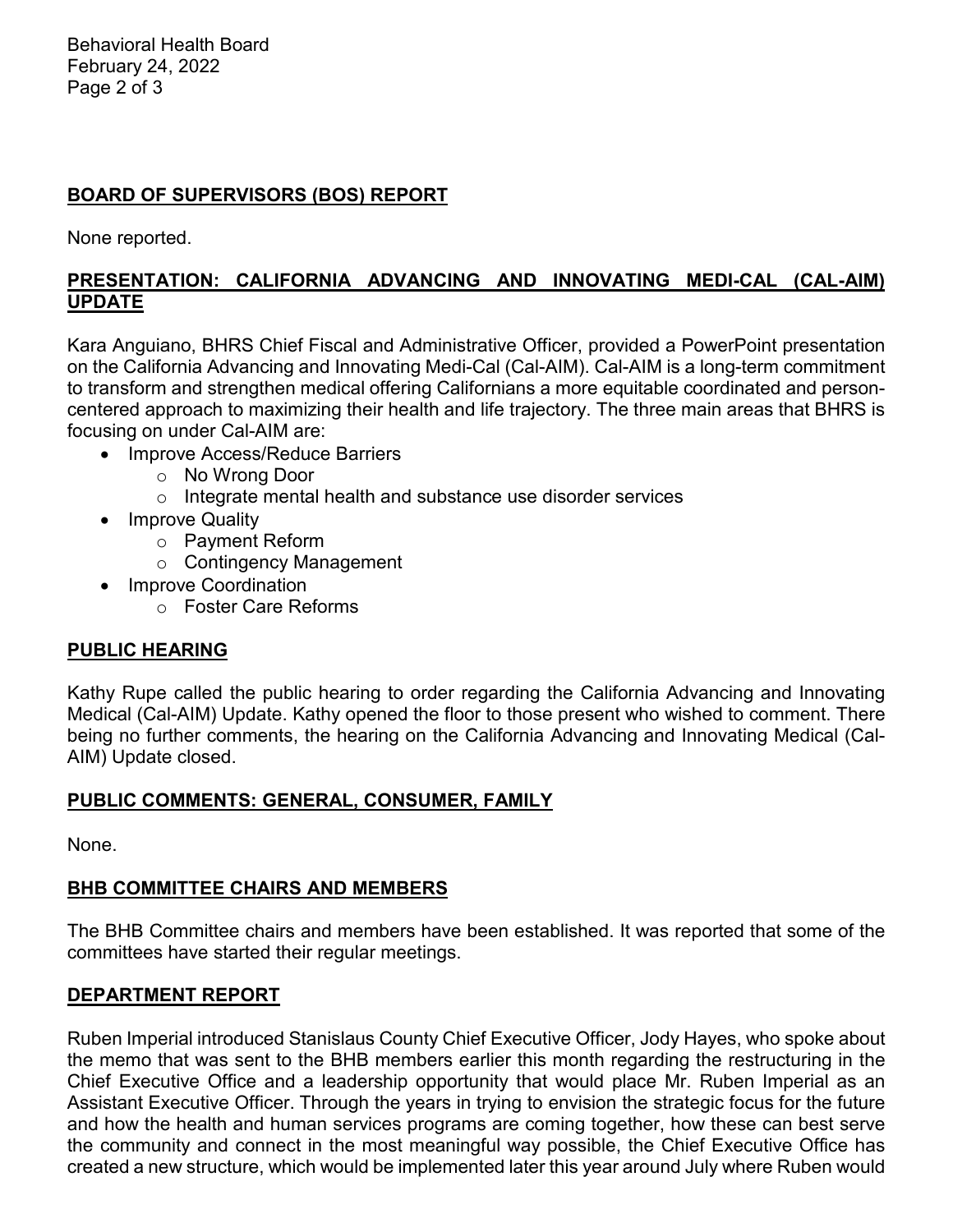## BOARD OF SUPERVISORS (BOS) REPORT

None reported.

## PRESENTATION: CALIFORNIA ADVANCING AND INNOVATING MEDI-CAL (CAL-AIM) UPDATE

Kara Anguiano, BHRS Chief Fiscal and Administrative Officer, provided a PowerPoint presentation on the California Advancing and Innovating Medi-Cal (Cal-AIM). Cal-AIM is a long-term commitment to transform and strengthen medical offering Californians a more equitable coordinated and person-centered approach to maximizing their health and life trajectory. The three main areas that BHRS is focusing on under Cal-AIM are:

- Improve Access/Reduce Barriers
    - No Wrong Door
    - Integrate mental health and substance use disorder services
- Improve Quality
    - Payment Reform
    - Contingency Management
- Improve Coordination
    - Foster Care Reforms

## PUBLIC HEARING

Kathy Rupe called the public hearing to order regarding the California Advancing and Innovating Medical (Cal-AIM) Update. Kathy opened the floor to those present who wished to comment. There being no further comments, the hearing on the California Advancing and Innovating Medical (Cal-AIM) Update closed.

## PUBLIC COMMENTS: GENERAL, CONSUMER, FAMILY

None.

## BHB COMMITTEE CHAIRS AND MEMBERS

The BHB Committee chairs and members have been established. It was reported that some of the committees have started their regular meetings.

## DEPARTMENT REPORT

Ruben Imperial introduced Stanislaus County Chief Executive Officer, Jody Hayes, who spoke about the memo that was sent to the BHB members earlier this month regarding the restructuring in the Chief Executive Office and a leadership opportunity that would place Mr. Ruben Imperial as an Assistant Executive Officer. Through the years in trying to envision the strategic focus for the future and how the health and human services programs are coming together, how these can best serve the community and connect in the most meaningful way possible, the Chief Executive Office has created a new structure, which would be implemented later this year around July where Ruben would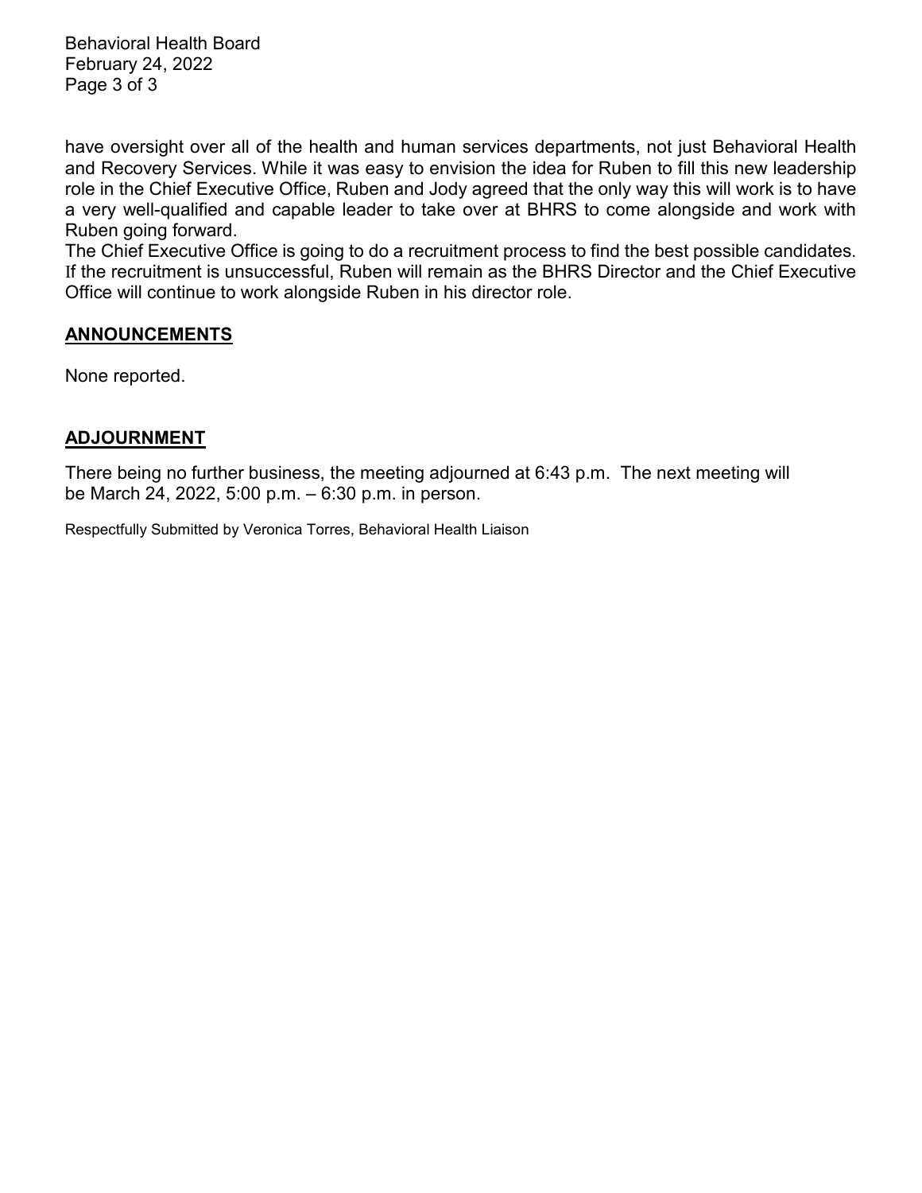have oversight over all of the health and human services departments, not just Behavioral Health and Recovery Services. While it was easy to envision the idea for Ruben to fill this new leadership role in the Chief Executive Office, Ruben and Jody agreed that the only way this will work is to have a very well-qualified and capable leader to take over at BHRS to come alongside and work with Ruben going forward.

The Chief Executive Office is going to do a recruitment process to find the best possible candidates. If the recruitment is unsuccessful, Ruben will remain as the BHRS Director and the Chief Executive Office will continue to work alongside Ruben in his director role.

## ANNOUNCEMENTS

None reported.

## ADJOURNMENT

There being no further business, the meeting adjourned at 6:43 p.m. The next meeting will be March 24, 2022, 5:00 p.m. – 6:30 p.m. in person.

Respectfully Submitted by Veronica Torres, Behavioral Health Liaison